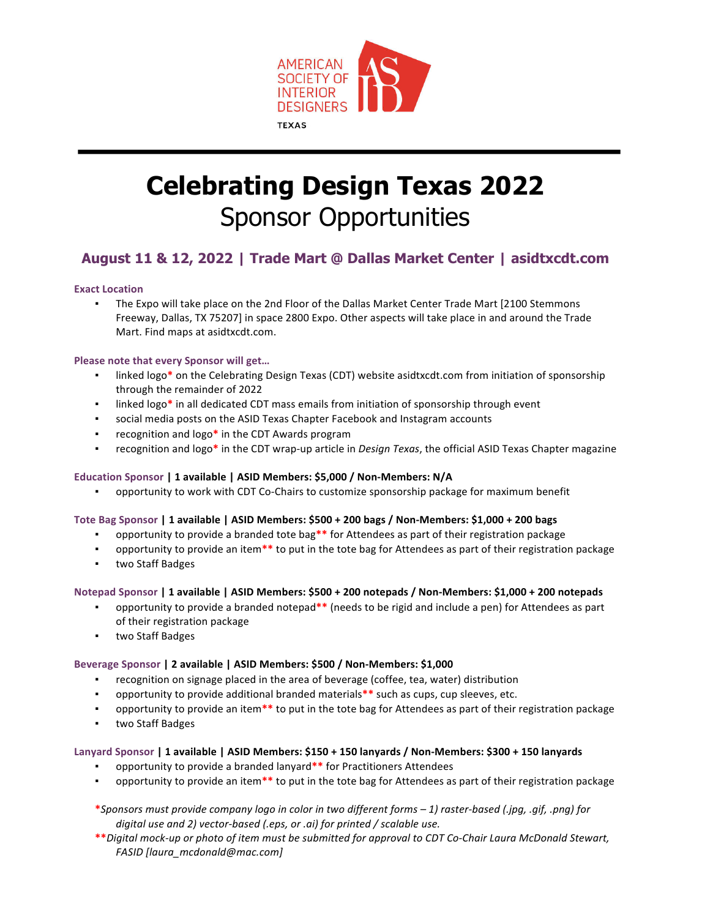AMERICAN SOCIETY OF INTERIOR DESIGNERS

TEXAS

# Celebrating Design Texas 2022

## Sponsor Opportunities

### August 11 & 12, 2022 | Trade Mart @ Dallas Market Center | asidtxcdt.com

**Exact Location**

- The Expo will take place on the 2nd Floor of the Dallas Market Center Trade Mart [2100 Stemmons Freeway, Dallas, TX 75207] in space 2800 Expo. Other aspects will take place in and around the Trade Mart. Find maps at asidtxcdt.com.

**Please note that every Sponsor will get…**

- linked logo* on the Celebrating Design Texas (CDT) website asidtxcdt.com from initiation of sponsorship through the remainder of 2022
- linked logo* in all dedicated CDT mass emails from initiation of sponsorship through event
- social media posts on the ASID Texas Chapter Facebook and Instagram accounts
- recognition and logo* in the CDT Awards program
- recognition and logo* in the CDT wrap-up article in *Design Texas*, the official ASID Texas Chapter magazine

**Education Sponsor | 1 available | ASID Members: $5,000 / Non-Members: N/A**

- opportunity to work with CDT Co-Chairs to customize sponsorship package for maximum benefit

**Tote Bag Sponsor | 1 available | ASID Members: $500 + 200 bags / Non-Members: $1,000 + 200 bags**

- opportunity to provide a branded tote bag** for Attendees as part of their registration package
- opportunity to provide an item** to put in the tote bag for Attendees as part of their registration package
- two Staff Badges

**Notepad Sponsor | 1 available | ASID Members: $500 + 200 notepads / Non-Members: $1,000 + 200 notepads**

- opportunity to provide a branded notepad** (needs to be rigid and include a pen) for Attendees as part of their registration package
- two Staff Badges

**Beverage Sponsor | 2 available | ASID Members: $500 / Non-Members: $1,000**

- recognition on signage placed in the area of beverage (coffee, tea, water) distribution
- opportunity to provide additional branded materials** such as cups, cup sleeves, etc.
- opportunity to provide an item** to put in the tote bag for Attendees as part of their registration package
- two Staff Badges

**Lanyard Sponsor | 1 available | ASID Members: $150 + 150 lanyards / Non-Members: $300 + 150 lanyards**

- opportunity to provide a branded lanyard** for Practitioners Attendees
- opportunity to provide an item** to put in the tote bag for Attendees as part of their registration package

*\*Sponsors must provide company logo in color in two different forms – 1) raster-based (.jpg, .gif, .png) for digital use and 2) vector-based (.eps, or .ai) for printed / scalable use.*

*\*\*Digital mock-up or photo of item must be submitted for approval to CDT Co-Chair Laura McDonald Stewart, FASID [laura_mcdonald@mac.com]*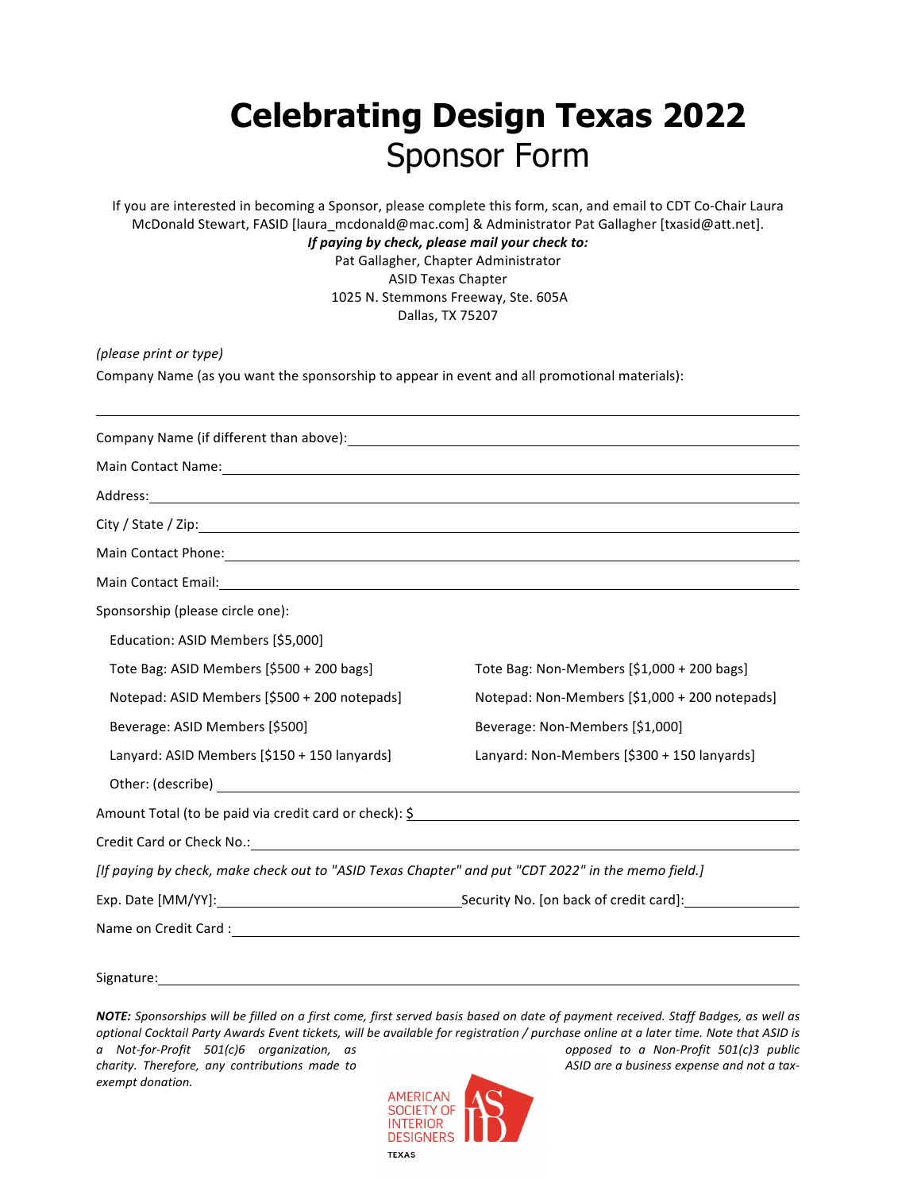# Celebrating Design Texas 2022

## Sponsor Form

If you are interested in becoming a Sponsor, please complete this form, scan, and email to CDT Co-Chair Laura McDonald Stewart, FASID [laura_mcdonald@mac.com] & Administrator Pat Gallagher [txasid@att.net].

***If paying by check, please mail your check to:***

Pat Gallagher, Chapter Administrator
ASID Texas Chapter
1025 N. Stemmons Freeway, Ste. 605A
Dallas, TX 75207

*(please print or type)*

Company Name (as you want the sponsorship to appear in event and all promotional materials):

______________________________________________________________________

Company Name (if different than above): ______________________________

Main Contact Name: ______________________________

Address: ______________________________

City / State / Zip: ______________________________

Main Contact Phone: ______________________________

Main Contact Email: ______________________________

Sponsorship (please circle one):

Education: ASID Members [$5,000]

| | |
|---|---|
| Tote Bag: ASID Members [$500 + 200 bags] | Tote Bag: Non-Members [$1,000 + 200 bags] |
| Notepad: ASID Members [$500 + 200 notepads] | Notepad: Non-Members [$1,000 + 200 notepads] |
| Beverage: ASID Members [$500] | Beverage: Non-Members [$1,000] |
| Lanyard: ASID Members [$150 + 150 lanyards] | Lanyard: Non-Members [$300 + 150 lanyards] |

Other: (describe) ______________________________

Amount Total (to be paid via credit card or check): $ ______________________________

Credit Card or Check No.: ______________________________

*[If paying by check, make check out to "ASID Texas Chapter" and put "CDT 2022" in the memo field.]*

Exp. Date [MM/YY]: ______________ Security No. [on back of credit card]: ______________

Name on Credit Card : ______________________________

Signature: ______________________________

***NOTE:*** *Sponsorships will be filled on a first come, first served basis based on date of payment received. Staff Badges, as well as optional Cocktail Party Awards Event tickets, will be available for registration / purchase online at a later time. Note that ASID is a Not-for-Profit 501(c)6 organization, as opposed to a Non-Profit 501(c)3 public charity. Therefore, any contributions made to ASID are a business expense and not a tax-exempt donation.*

AMERICAN SOCIETY OF INTERIOR DESIGNERS
ASID
TEXAS